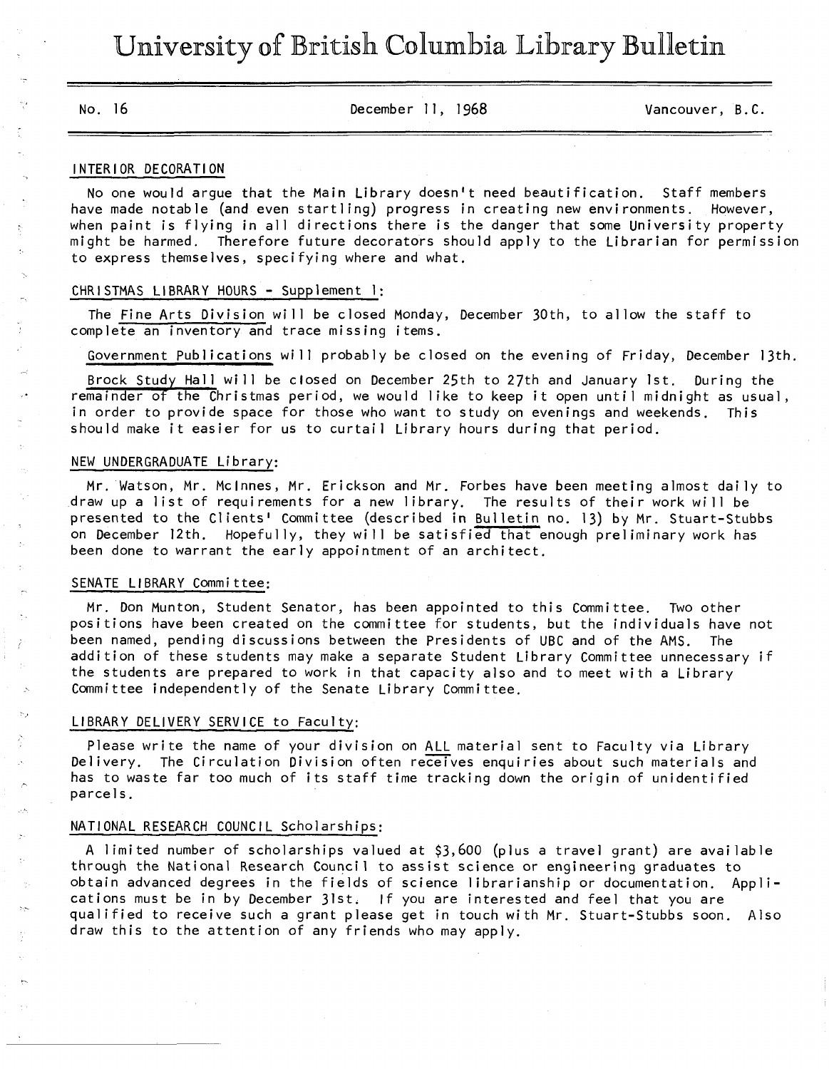# University of British Columbia Library Bulletin

No. 16 December 11, 1968 Vancouver, B.C.

## INTERIOR DECORATION

No one would argue that the Main Library doesn't need beautification. Staff members have made notable (and even startling) progress in creating new environments. However, when paint is flying in all directions there is the danger that some University property might be harmed. Therefore future decorators should apply to the Librarian for permission to express themselves, specifying where and what.

## CHRISTMAS LIBRARY HOURS - Supplement 1:

The Fine Arts Division will be closed Monday, December 30th, to allow the staff to complete an inventory and trace missing items.

Government Publications will probably be closed on the evening of Friday, December 13th.

Brock Study Hall will be closed on December 25th to 27th and January 1st. During the remainder of the Christmas period, we would like to keep it open until midnight as usual, in order to provide space for those who want to study on evenings and weekends. This should make it easier for us to curtail Library hours during that period.

## NEW UNDERGRADUATE Library:

Mr. Watson, Mr. McInnes, Mr. Erickson and Mr. Forbes have been meeting almost daily to draw up a list of requirements for a new library. The results of their work will be presented to the Clients' Committee (described in Bulletin no. 13) by Mr. Stuart-Stubbs on December 12th. Hopefully, they will be satisfied that enough preliminary work has been done to warrant the early appointment of an architect.

## SENATE LIBRARY Committee:

Mr. Don Munton, Student Senator, has been appointed to this Committee. Two other positions have been created on the committee for students, but the individuals have not been named, pending discussions between the Presidents of UBC and of the AMS. The addition of these students may make a separate Student Library Committee unnecessary if the students are prepared to work in that capacity also and to meet with a Library Committee independently of the Senate Library Committee.

## LIBRARY DELIVERY SERVICE to Faculty:

Please write the name of your division on ALL material sent to Faculty via Library Delivery. The Circulation Division often receives enquiries about such materials and has to waste far too much of its staff time tracking down the origin of unidentified parcels.

## NATIONAL RESEARCH COUNCIL Scholarships:

A limited number of scholarships valued at $3,600 (plus a travel grant) are available through the National Research Council to assist science or engineering graduates to obtain advanced degrees in the fields of science librarianship or documentation. Applications must be in by December 31st. If you are interested and feel that you are qualified to receive such a grant please get in touch with Mr. Stuart-Stubbs soon. Also draw this to the attention of any friends who may apply.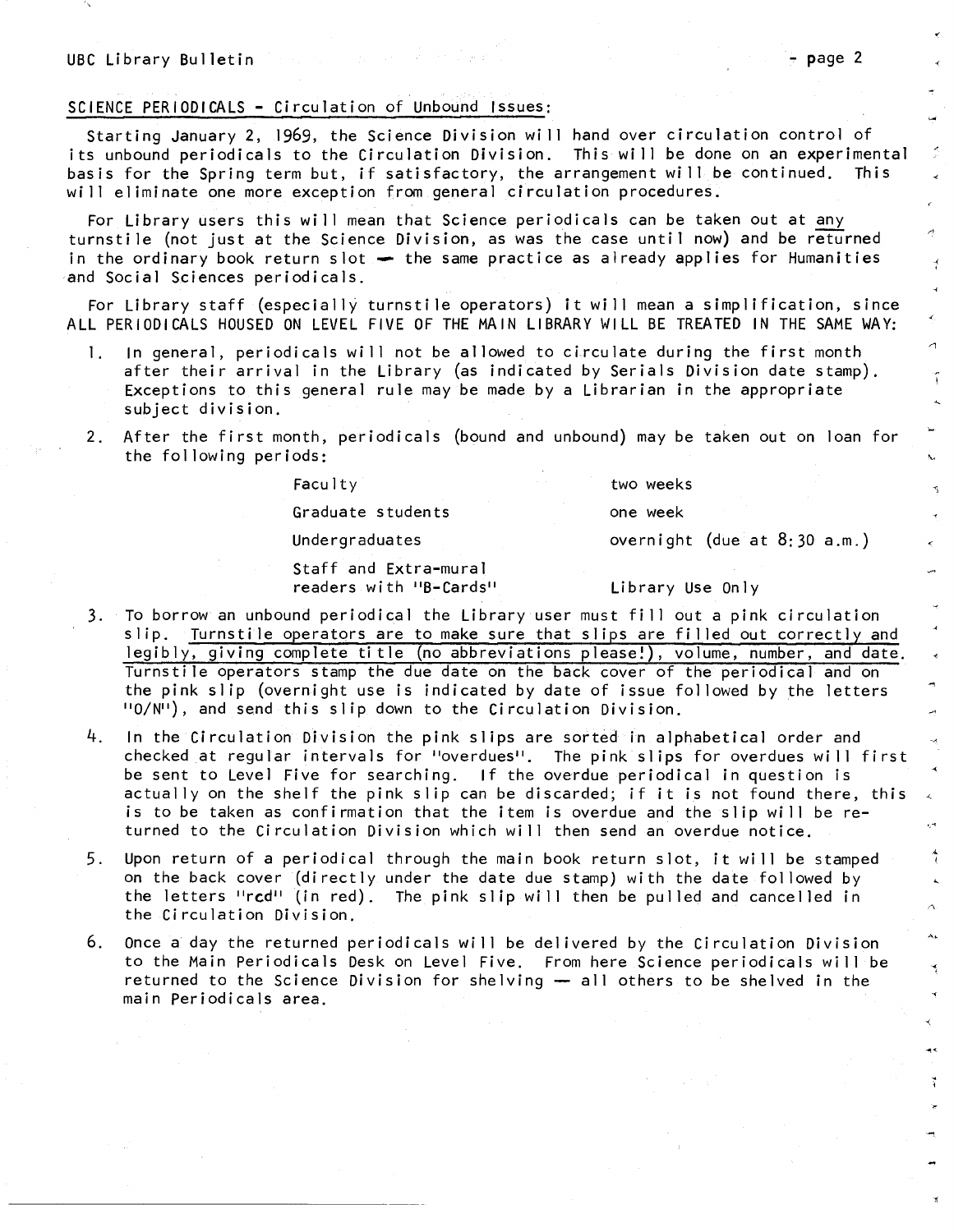## SCIENCE PERIODICALS - Circulation of Unbound Issues:

Starting January 2, 1969, the Science Division will hand over circulation control of its unbound periodicals to the Circulation Division. This will be done on an experimental basis for the Spring term but, if satisfactory, the arrangement will be continued. This will eliminate one more exception from general circulation procedures.

For Library users this will mean that Science periodicals can be taken out at any turnstile (not just at the Science Division, as was the case until now) and be returned in the ordinary book return slot — the same practice as already applies for Humanities and Social Sciences periodicals.

For Library staff (especially turnstile operators) it will mean a simplification, since ALL PERIODICALS HOUSED ON LEVEL FIVE OF THE MAIN LIBRARY WILL BE TREATED IN THE SAME WAY:

1. In general, periodicals will not be allowed to circulate during the first month after their arrival in the Library (as indicated by Serials Division date stamp). Exceptions to this general rule may be made by a Librarian in the appropriate subject division.

2. After the first month, periodicals (bound and unbound) may be taken out on loan for the following periods:

| | |
|---|---|
| Faculty | two weeks |
| Graduate students | one week |
| Undergraduates | overnight (due at 8:30 a.m.) |
| Staff and Extra-mural readers with "B-Cards" | Library Use Only |

3. To borrow an unbound periodical the Library user must fill out a pink circulation slip. Turnstile operators are to make sure that slips are filled out correctly and legibly, giving complete title (no abbreviations please!), volume, number, and date. Turnstile operators stamp the due date on the back cover of the periodical and on the pink slip (overnight use is indicated by date of issue followed by the letters "O/N"), and send this slip down to the Circulation Division.

4. In the Circulation Division the pink slips are sorted in alphabetical order and checked at regular intervals for "overdues". The pink slips for overdues will first be sent to Level Five for searching. If the overdue periodical in question is actually on the shelf the pink slip can be discarded; if it is not found there, this is to be taken as confirmation that the item is overdue and the slip will be returned to the Circulation Division which will then send an overdue notice.

5. Upon return of a periodical through the main book return slot, it will be stamped on the back cover (directly under the date due stamp) with the date followed by the letters "rcd" (in red). The pink slip will then be pulled and cancelled in the Circulation Division.

6. Once a day the returned periodicals will be delivered by the Circulation Division to the Main Periodicals Desk on Level Five. From here Science periodicals will be returned to the Science Division for shelving — all others to be shelved in the main Periodicals area.